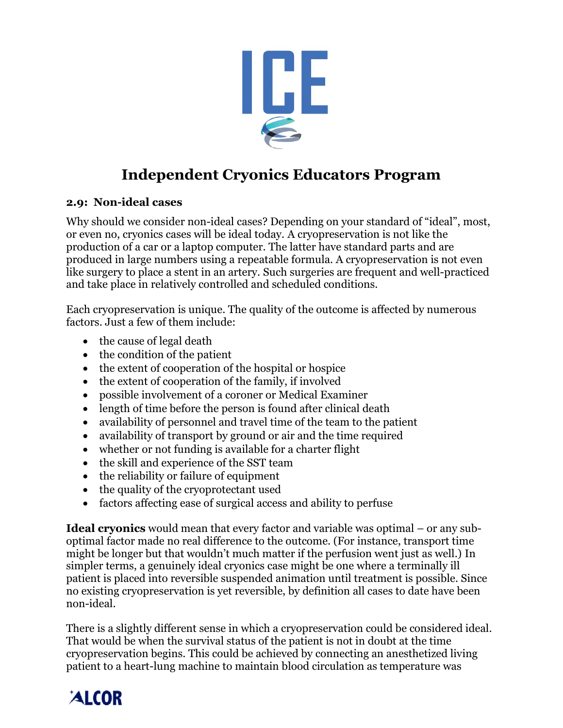# Independent Cryonics Educators Program

### 2.9: Non-ideal cases

Why should we consider non-ideal cases? Depending on your standard of "ideal", most, or even no, cryonics cases will be ideal today. A cryopreservation is not like the production of a car or a laptop computer. The latter have standard parts and are produced in large numbers using a repeatable formula. A cryopreservation is not even like surgery to place a stent in an artery. Such surgeries are frequent and well-practiced and take place in relatively controlled and scheduled conditions.

Each cryopreservation is unique. The quality of the outcome is affected by numerous factors. Just a few of them include:

- the cause of legal death
- the condition of the patient
- the extent of cooperation of the hospital or hospice
- the extent of cooperation of the family, if involved
- possible involvement of a coroner or Medical Examiner
- length of time before the person is found after clinical death
- availability of personnel and travel time of the team to the patient
- availability of transport by ground or air and the time required
- whether or not funding is available for a charter flight
- the skill and experience of the SST team
- the reliability or failure of equipment
- the quality of the cryoprotectant used
- factors affecting ease of surgical access and ability to perfuse

**Ideal cryonics** would mean that every factor and variable was optimal – or any sub-optimal factor made no real difference to the outcome. (For instance, transport time might be longer but that wouldn't much matter if the perfusion went just as well.) In simpler terms, a genuinely ideal cryonics case might be one where a terminally ill patient is placed into reversible suspended animation until treatment is possible. Since no existing cryopreservation is yet reversible, by definition all cases to date have been non-ideal.

There is a slightly different sense in which a cryopreservation could be considered ideal. That would be when the survival status of the patient is not in doubt at the time cryopreservation begins. This could be achieved by connecting an anesthetized living patient to a heart-lung machine to maintain blood circulation as temperature was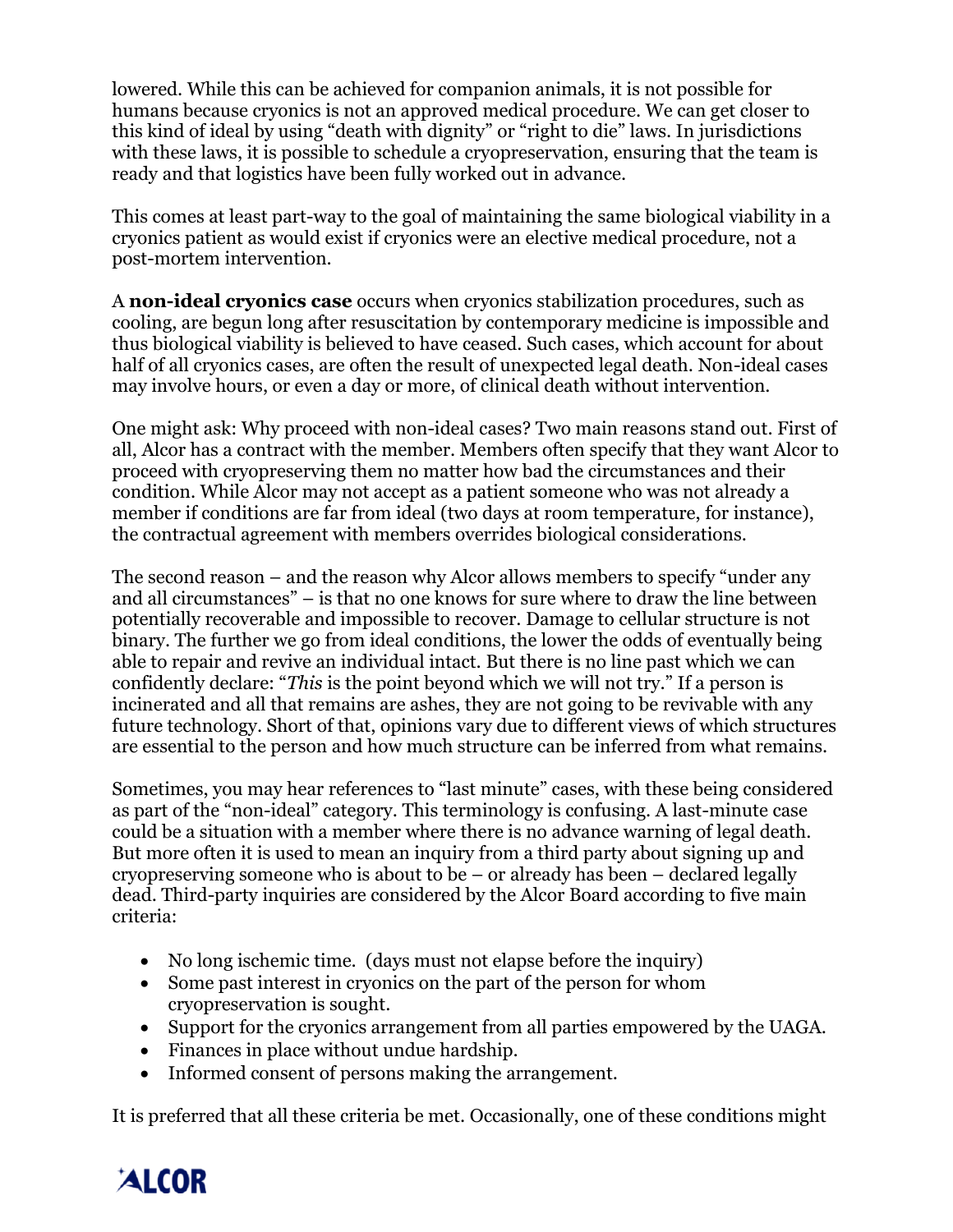lowered. While this can be achieved for companion animals, it is not possible for humans because cryonics is not an approved medical procedure. We can get closer to this kind of ideal by using "death with dignity" or "right to die" laws. In jurisdictions with these laws, it is possible to schedule a cryopreservation, ensuring that the team is ready and that logistics have been fully worked out in advance.

This comes at least part-way to the goal of maintaining the same biological viability in a cryonics patient as would exist if cryonics were an elective medical procedure, not a post-mortem intervention.

A **non-ideal cryonics case** occurs when cryonics stabilization procedures, such as cooling, are begun long after resuscitation by contemporary medicine is impossible and thus biological viability is believed to have ceased. Such cases, which account for about half of all cryonics cases, are often the result of unexpected legal death. Non-ideal cases may involve hours, or even a day or more, of clinical death without intervention.

One might ask: Why proceed with non-ideal cases? Two main reasons stand out. First of all, Alcor has a contract with the member. Members often specify that they want Alcor to proceed with cryopreserving them no matter how bad the circumstances and their condition. While Alcor may not accept as a patient someone who was not already a member if conditions are far from ideal (two days at room temperature, for instance), the contractual agreement with members overrides biological considerations.

The second reason – and the reason why Alcor allows members to specify "under any and all circumstances" – is that no one knows for sure where to draw the line between potentially recoverable and impossible to recover. Damage to cellular structure is not binary. The further we go from ideal conditions, the lower the odds of eventually being able to repair and revive an individual intact. But there is no line past which we can confidently declare: "*This* is the point beyond which we will not try." If a person is incinerated and all that remains are ashes, they are not going to be revivable with any future technology. Short of that, opinions vary due to different views of which structures are essential to the person and how much structure can be inferred from what remains.

Sometimes, you may hear references to "last minute" cases, with these being considered as part of the "non-ideal" category. This terminology is confusing. A last-minute case could be a situation with a member where there is no advance warning of legal death. But more often it is used to mean an inquiry from a third party about signing up and cryopreserving someone who is about to be – or already has been – declared legally dead. Third-party inquiries are considered by the Alcor Board according to five main criteria:

- No long ischemic time. (days must not elapse before the inquiry)
- Some past interest in cryonics on the part of the person for whom cryopreservation is sought.
- Support for the cryonics arrangement from all parties empowered by the UAGA.
- Finances in place without undue hardship.
- Informed consent of persons making the arrangement.

It is preferred that all these criteria be met. Occasionally, one of these conditions might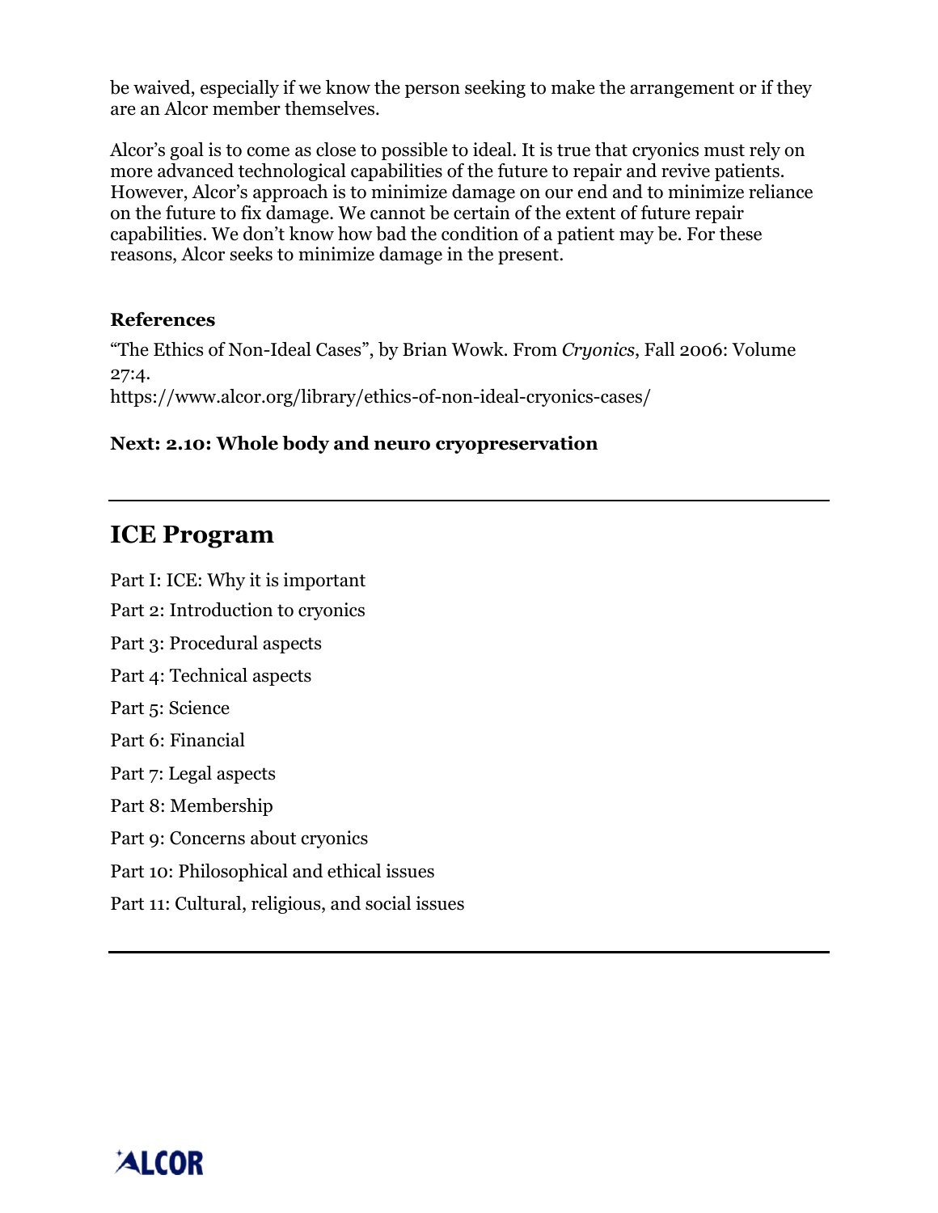be waived, especially if we know the person seeking to make the arrangement or if they are an Alcor member themselves.

Alcor's goal is to come as close to possible to ideal. It is true that cryonics must rely on more advanced technological capabilities of the future to repair and revive patients. However, Alcor's approach is to minimize damage on our end and to minimize reliance on the future to fix damage. We cannot be certain of the extent of future repair capabilities. We don't know how bad the condition of a patient may be. For these reasons, Alcor seeks to minimize damage in the present.

### References

"The Ethics of Non-Ideal Cases", by Brian Wowk. From *Cryonics*, Fall 2006: Volume 27:4.
https://www.alcor.org/library/ethics-of-non-ideal-cryonics-cases/

**Next: 2.10: Whole body and neuro cryopreservation**

---

## ICE Program

Part I: ICE: Why it is important

Part 2: Introduction to cryonics

Part 3: Procedural aspects

Part 4: Technical aspects

Part 5: Science

Part 6: Financial

Part 7: Legal aspects

Part 8: Membership

Part 9: Concerns about cryonics

Part 10: Philosophical and ethical issues

Part 11: Cultural, religious, and social issues

---